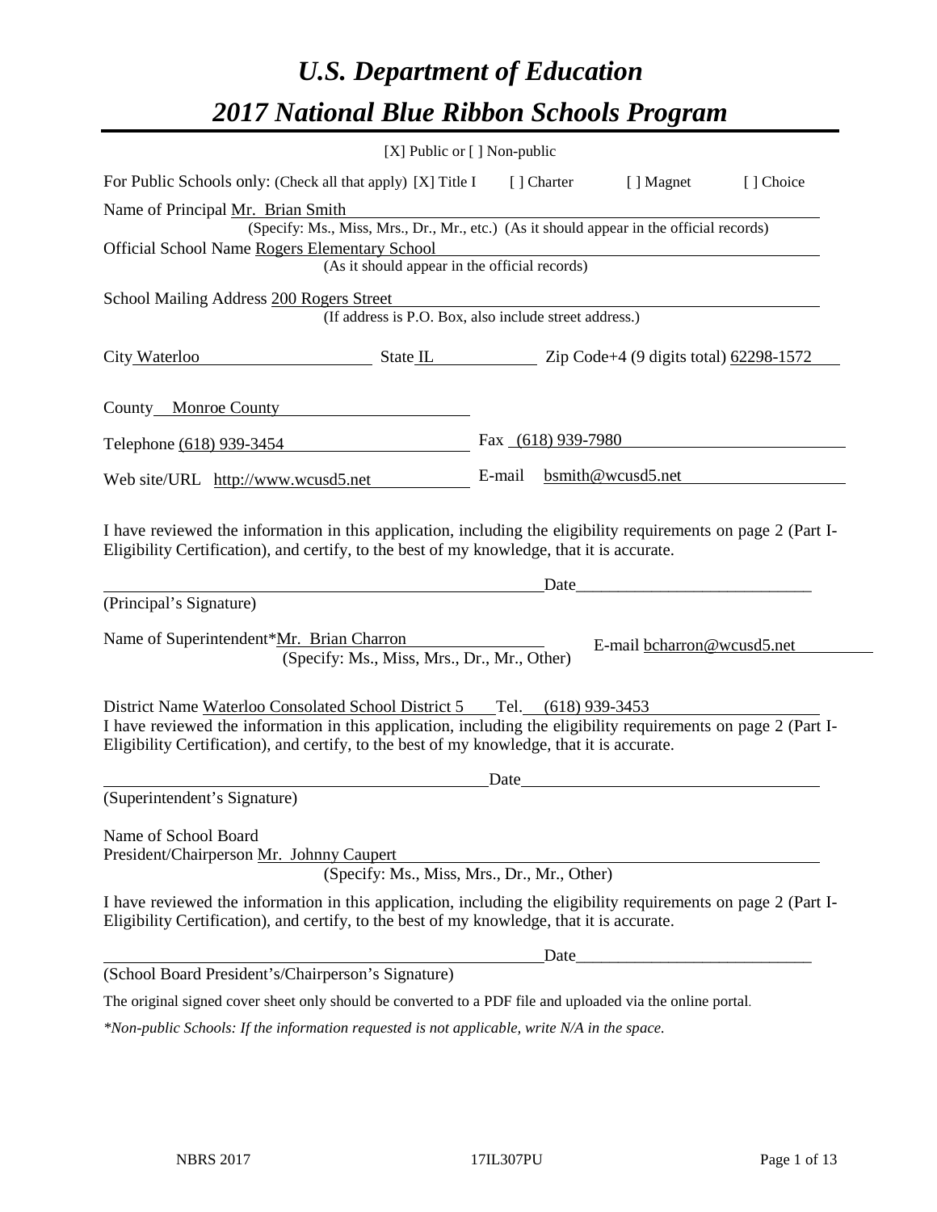# *U.S. Department of Education*

# *2017 National Blue Ribbon Schools Program*

[X] Public or [ ] Non-public

For Public Schools only: (Check all that apply) [X] Title I [ ] Charter [ ] Magnet [ ] Choice

Name of Principal Mr. Brian Smith
(Specify: Ms., Miss, Mrs., Dr., Mr., etc.) (As it should appear in the official records)

Official School Name Rogers Elementary School
(As it should appear in the official records)

School Mailing Address 200 Rogers Street
(If address is P.O. Box, also include street address.)

City Waterloo State IL Zip Code+4 (9 digits total) 62298-1572

County Monroe County

Telephone (618) 939-3454 Fax (618) 939-7980

Web site/URL http://www.wcusd5.net E-mail bsmith@wcusd5.net

I have reviewed the information in this application, including the eligibility requirements on page 2 (Part I-Eligibility Certification), and certify, to the best of my knowledge, that it is accurate.

_______________________________________ Date_____________________

(Principal's Signature)

Name of Superintendent*Mr. Brian Charron E-mail bcharron@wcusd5.net
(Specify: Ms., Miss, Mrs., Dr., Mr., Other)

District Name Waterloo Consolated School District 5 Tel. (618) 939-3453

I have reviewed the information in this application, including the eligibility requirements on page 2 (Part I-Eligibility Certification), and certify, to the best of my knowledge, that it is accurate.

_______________________________________ Date_____________________

(Superintendent's Signature)

Name of School Board
President/Chairperson Mr. Johnny Caupert
(Specify: Ms., Miss, Mrs., Dr., Mr., Other)

I have reviewed the information in this application, including the eligibility requirements on page 2 (Part I-Eligibility Certification), and certify, to the best of my knowledge, that it is accurate.

_______________________________________ Date_____________________

(School Board President's/Chairperson's Signature)

The original signed cover sheet only should be converted to a PDF file and uploaded via the online portal.

*\*Non-public Schools: If the information requested is not applicable, write N/A in the space.*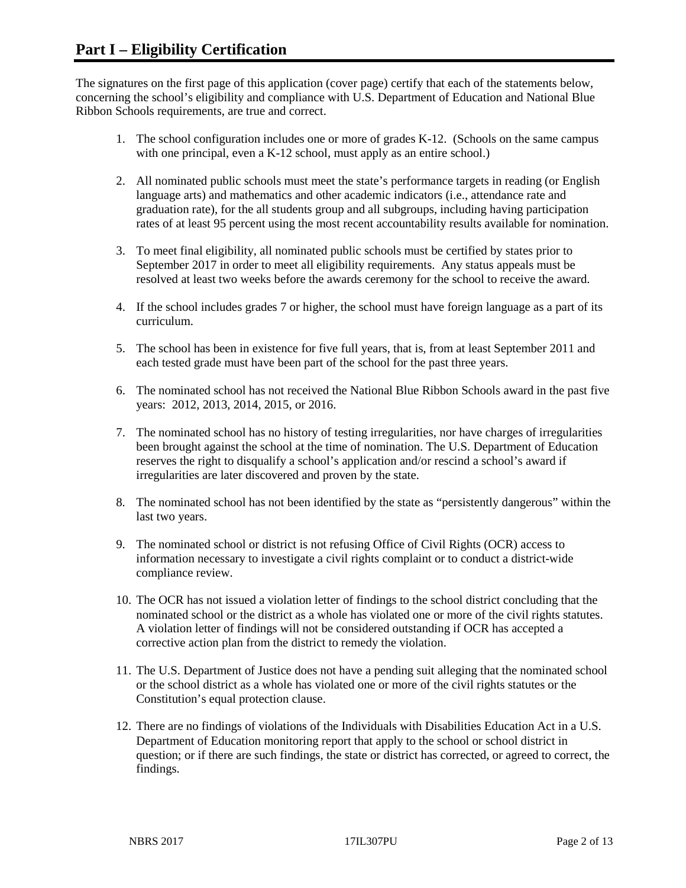# Part I – Eligibility Certification

The signatures on the first page of this application (cover page) certify that each of the statements below, concerning the school's eligibility and compliance with U.S. Department of Education and National Blue Ribbon Schools requirements, are true and correct.

1. The school configuration includes one or more of grades K-12. (Schools on the same campus with one principal, even a K-12 school, must apply as an entire school.)
2. All nominated public schools must meet the state's performance targets in reading (or English language arts) and mathematics and other academic indicators (i.e., attendance rate and graduation rate), for the all students group and all subgroups, including having participation rates of at least 95 percent using the most recent accountability results available for nomination.
3. To meet final eligibility, all nominated public schools must be certified by states prior to September 2017 in order to meet all eligibility requirements. Any status appeals must be resolved at least two weeks before the awards ceremony for the school to receive the award.
4. If the school includes grades 7 or higher, the school must have foreign language as a part of its curriculum.
5. The school has been in existence for five full years, that is, from at least September 2011 and each tested grade must have been part of the school for the past three years.
6. The nominated school has not received the National Blue Ribbon Schools award in the past five years: 2012, 2013, 2014, 2015, or 2016.
7. The nominated school has no history of testing irregularities, nor have charges of irregularities been brought against the school at the time of nomination. The U.S. Department of Education reserves the right to disqualify a school's application and/or rescind a school's award if irregularities are later discovered and proven by the state.
8. The nominated school has not been identified by the state as "persistently dangerous" within the last two years.
9. The nominated school or district is not refusing Office of Civil Rights (OCR) access to information necessary to investigate a civil rights complaint or to conduct a district-wide compliance review.
10. The OCR has not issued a violation letter of findings to the school district concluding that the nominated school or the district as a whole has violated one or more of the civil rights statutes. A violation letter of findings will not be considered outstanding if OCR has accepted a corrective action plan from the district to remedy the violation.
11. The U.S. Department of Justice does not have a pending suit alleging that the nominated school or the school district as a whole has violated one or more of the civil rights statutes or the Constitution's equal protection clause.
12. There are no findings of violations of the Individuals with Disabilities Education Act in a U.S. Department of Education monitoring report that apply to the school or school district in question; or if there are such findings, the state or district has corrected, or agreed to correct, the findings.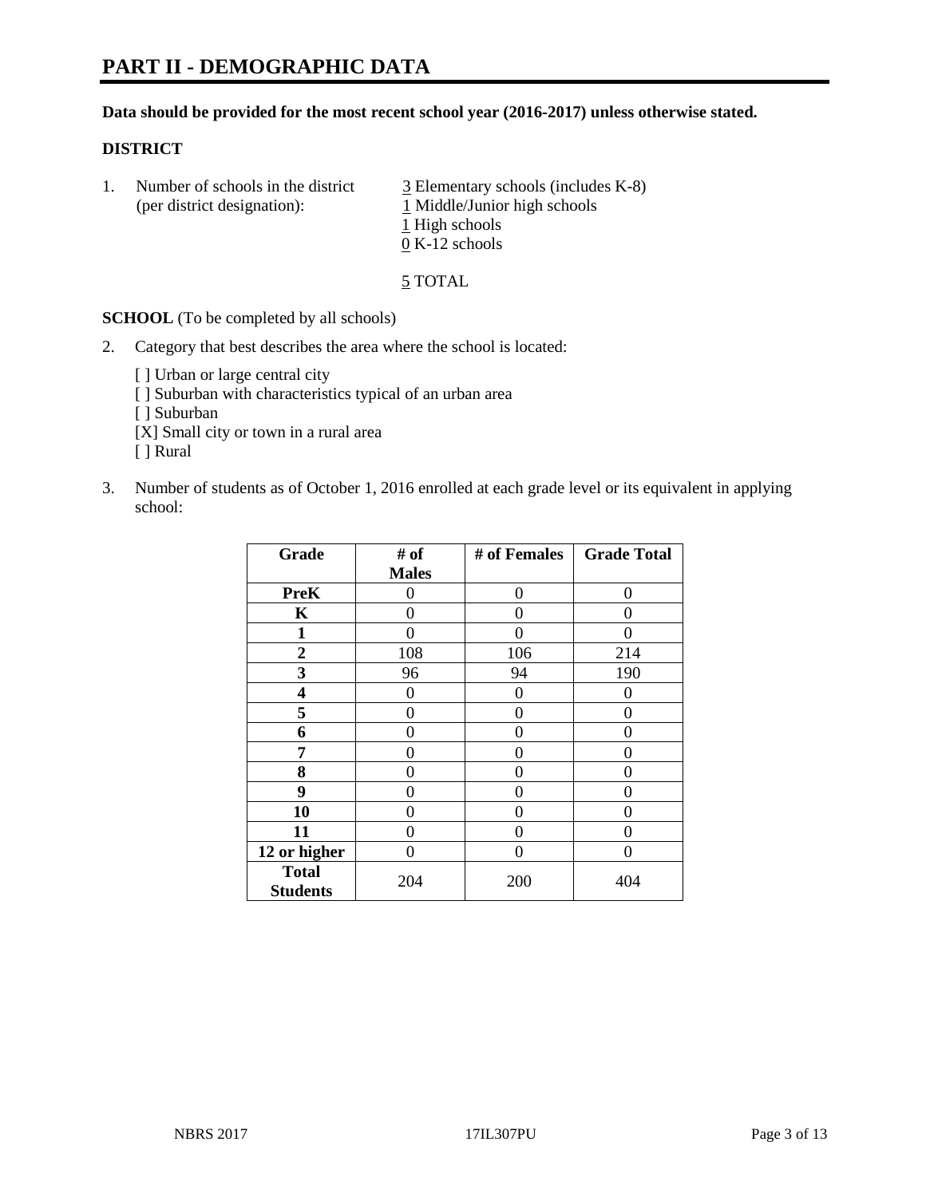# PART II - DEMOGRAPHIC DATA

**Data should be provided for the most recent school year (2016-2017) unless otherwise stated.**

**DISTRICT**

1. Number of schools in the district (per district designation):
   3 Elementary schools (includes K-8)
   1 Middle/Junior high schools
   1 High schools
   0 K-12 schools

   5 TOTAL

**SCHOOL** (To be completed by all schools)

2. Category that best describes the area where the school is located:

   [ ] Urban or large central city
   [ ] Suburban with characteristics typical of an urban area
   [ ] Suburban
   [X] Small city or town in a rural area
   [ ] Rural

3. Number of students as of October 1, 2016 enrolled at each grade level or its equivalent in applying school:

| Grade | # of Males | # of Females | Grade Total |
|---|---|---|---|
| **PreK** | 0 | 0 | 0 |
| **K** | 0 | 0 | 0 |
| **1** | 0 | 0 | 0 |
| **2** | 108 | 106 | 214 |
| **3** | 96 | 94 | 190 |
| **4** | 0 | 0 | 0 |
| **5** | 0 | 0 | 0 |
| **6** | 0 | 0 | 0 |
| **7** | 0 | 0 | 0 |
| **8** | 0 | 0 | 0 |
| **9** | 0 | 0 | 0 |
| **10** | 0 | 0 | 0 |
| **11** | 0 | 0 | 0 |
| **12 or higher** | 0 | 0 | 0 |
| **Total Students** | 204 | 200 | 404 |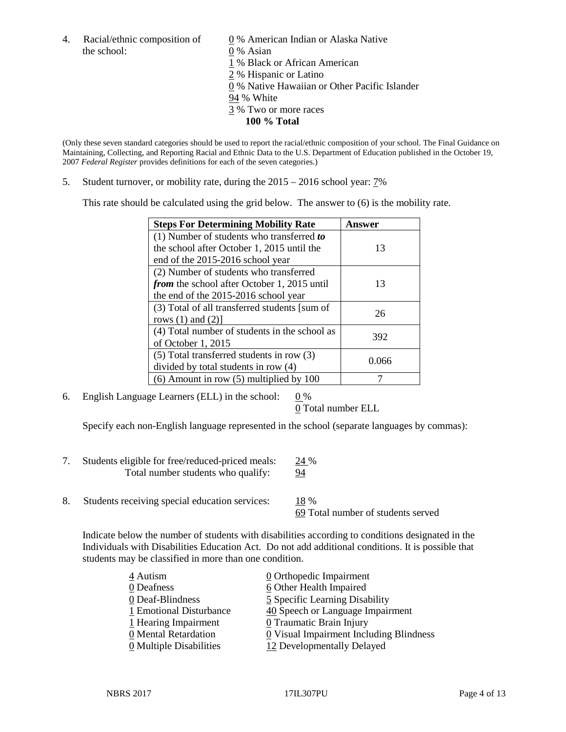4. Racial/ethnic composition of the school:

0 % American Indian or Alaska Native
0 % Asian
1 % Black or African American
2 % Hispanic or Latino
0 % Native Hawaiian or Other Pacific Islander
94 % White
3 % Two or more races
**100 % Total**

(Only these seven standard categories should be used to report the racial/ethnic composition of your school. The Final Guidance on Maintaining, Collecting, and Reporting Racial and Ethnic Data to the U.S. Department of Education published in the October 19, 2007 *Federal Register* provides definitions for each of the seven categories.)

5. Student turnover, or mobility rate, during the 2015 – 2016 school year: 7%

This rate should be calculated using the grid below. The answer to (6) is the mobility rate.

| **Steps For Determining Mobility Rate** | **Answer** |
| --- | --- |
| (1) Number of students who transferred ***to*** the school after October 1, 2015 until the end of the 2015-2016 school year | 13 |
| (2) Number of students who transferred ***from*** the school after October 1, 2015 until the end of the 2015-2016 school year | 13 |
| (3) Total of all transferred students [sum of rows (1) and (2)] | 26 |
| (4) Total number of students in the school as of October 1, 2015 | 392 |
| (5) Total transferred students in row (3) divided by total students in row (4) | 0.066 |
| (6) Amount in row (5) multiplied by 100 | 7 |

6. English Language Learners (ELL) in the school: 0 %
0 Total number ELL

Specify each non-English language represented in the school (separate languages by commas):

7. Students eligible for free/reduced-priced meals: 24 %
Total number students who qualify: 94

8. Students receiving special education services: 18 %
69 Total number of students served

Indicate below the number of students with disabilities according to conditions designated in the Individuals with Disabilities Education Act. Do not add additional conditions. It is possible that students may be classified in more than one condition.

4 Autism
0 Deafness
0 Deaf-Blindness
1 Emotional Disturbance
1 Hearing Impairment
0 Mental Retardation
0 Multiple Disabilities
0 Orthopedic Impairment
6 Other Health Impaired
5 Specific Learning Disability
40 Speech or Language Impairment
0 Traumatic Brain Injury
0 Visual Impairment Including Blindness
12 Developmentally Delayed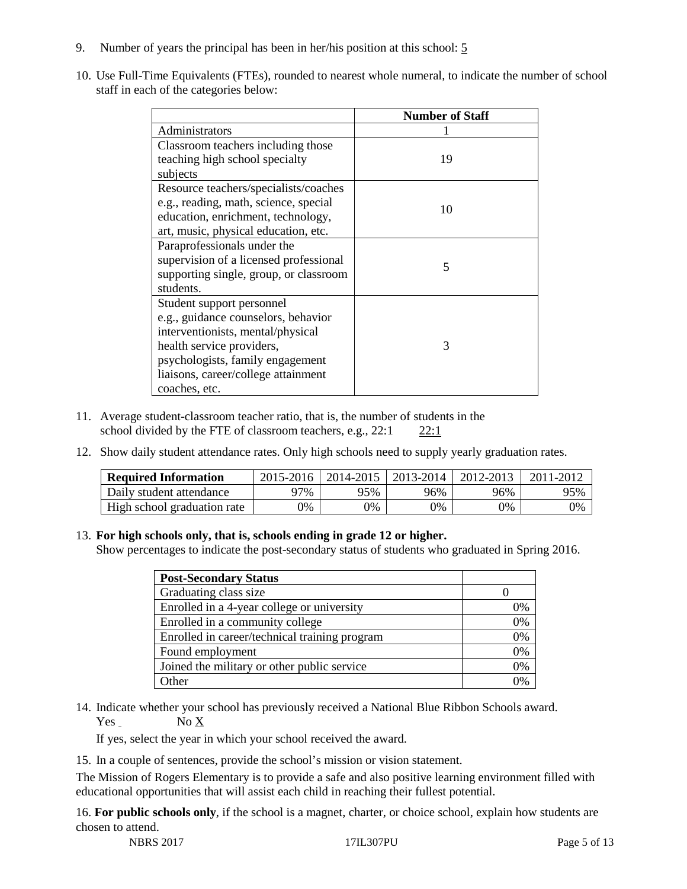9. Number of years the principal has been in her/his position at this school: 5

10. Use Full-Time Equivalents (FTEs), rounded to nearest whole numeral, to indicate the number of school staff in each of the categories below:

| | Number of Staff |
|---|---|
| Administrators | 1 |
| Classroom teachers including those teaching high school specialty subjects | 19 |
| Resource teachers/specialists/coaches e.g., reading, math, science, special education, enrichment, technology, art, music, physical education, etc. | 10 |
| Paraprofessionals under the supervision of a licensed professional supporting single, group, or classroom students. | 5 |
| Student support personnel e.g., guidance counselors, behavior interventionists, mental/physical health service providers, psychologists, family engagement liaisons, career/college attainment coaches, etc. | 3 |

11. Average student-classroom teacher ratio, that is, the number of students in the school divided by the FTE of classroom teachers, e.g., 22:1 22:1

12. Show daily student attendance rates. Only high schools need to supply yearly graduation rates.

| Required Information | 2015-2016 | 2014-2015 | 2013-2014 | 2012-2013 | 2011-2012 |
|---|---|---|---|---|---|
| Daily student attendance | 97% | 95% | 96% | 96% | 95% |
| High school graduation rate | 0% | 0% | 0% | 0% | 0% |

13. **For high schools only, that is, schools ending in grade 12 or higher.**
Show percentages to indicate the post-secondary status of students who graduated in Spring 2016.

| Post-Secondary Status | |
|---|---|
| Graduating class size | 0 |
| Enrolled in a 4-year college or university | 0% |
| Enrolled in a community college | 0% |
| Enrolled in career/technical training program | 0% |
| Found employment | 0% |
| Joined the military or other public service | 0% |
| Other | 0% |

14. Indicate whether your school has previously received a National Blue Ribbon Schools award.
Yes No X

If yes, select the year in which your school received the award.

15. In a couple of sentences, provide the school's mission or vision statement.

The Mission of Rogers Elementary is to provide a safe and also positive learning environment filled with educational opportunities that will assist each child in reaching their fullest potential.

16. **For public schools only**, if the school is a magnet, charter, or choice school, explain how students are chosen to attend.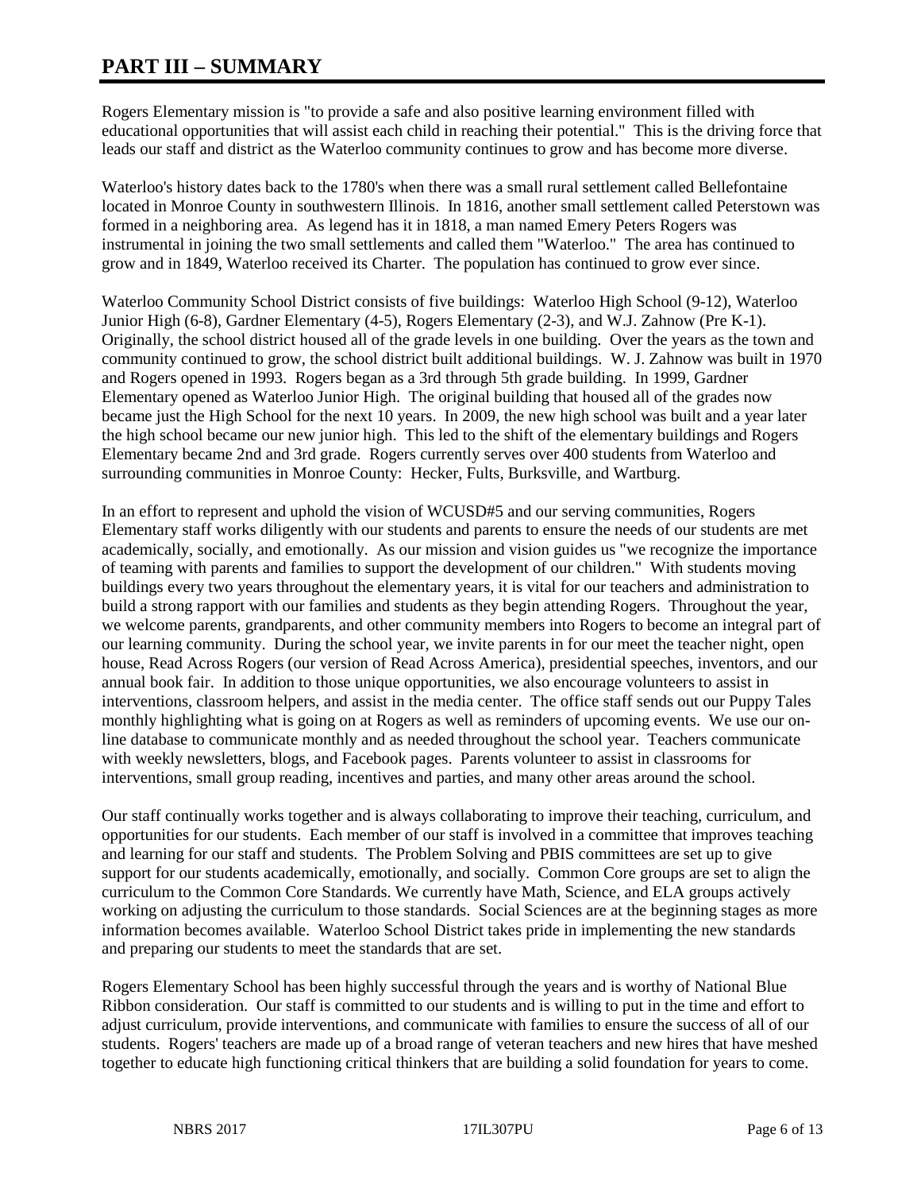# PART III – SUMMARY

Rogers Elementary mission is "to provide a safe and also positive learning environment filled with educational opportunities that will assist each child in reaching their potential." This is the driving force that leads our staff and district as the Waterloo community continues to grow and has become more diverse.

Waterloo's history dates back to the 1780's when there was a small rural settlement called Bellefontaine located in Monroe County in southwestern Illinois. In 1816, another small settlement called Peterstown was formed in a neighboring area. As legend has it in 1818, a man named Emery Peters Rogers was instrumental in joining the two small settlements and called them "Waterloo." The area has continued to grow and in 1849, Waterloo received its Charter. The population has continued to grow ever since.

Waterloo Community School District consists of five buildings: Waterloo High School (9-12), Waterloo Junior High (6-8), Gardner Elementary (4-5), Rogers Elementary (2-3), and W.J. Zahnow (Pre K-1). Originally, the school district housed all of the grade levels in one building. Over the years as the town and community continued to grow, the school district built additional buildings. W. J. Zahnow was built in 1970 and Rogers opened in 1993. Rogers began as a 3rd through 5th grade building. In 1999, Gardner Elementary opened as Waterloo Junior High. The original building that housed all of the grades now became just the High School for the next 10 years. In 2009, the new high school was built and a year later the high school became our new junior high. This led to the shift of the elementary buildings and Rogers Elementary became 2nd and 3rd grade. Rogers currently serves over 400 students from Waterloo and surrounding communities in Monroe County: Hecker, Fults, Burksville, and Wartburg.

In an effort to represent and uphold the vision of WCUSD#5 and our serving communities, Rogers Elementary staff works diligently with our students and parents to ensure the needs of our students are met academically, socially, and emotionally. As our mission and vision guides us "we recognize the importance of teaming with parents and families to support the development of our children." With students moving buildings every two years throughout the elementary years, it is vital for our teachers and administration to build a strong rapport with our families and students as they begin attending Rogers. Throughout the year, we welcome parents, grandparents, and other community members into Rogers to become an integral part of our learning community. During the school year, we invite parents in for our meet the teacher night, open house, Read Across Rogers (our version of Read Across America), presidential speeches, inventors, and our annual book fair. In addition to those unique opportunities, we also encourage volunteers to assist in interventions, classroom helpers, and assist in the media center. The office staff sends out our Puppy Tales monthly highlighting what is going on at Rogers as well as reminders of upcoming events. We use our on-line database to communicate monthly and as needed throughout the school year. Teachers communicate with weekly newsletters, blogs, and Facebook pages. Parents volunteer to assist in classrooms for interventions, small group reading, incentives and parties, and many other areas around the school.

Our staff continually works together and is always collaborating to improve their teaching, curriculum, and opportunities for our students. Each member of our staff is involved in a committee that improves teaching and learning for our staff and students. The Problem Solving and PBIS committees are set up to give support for our students academically, emotionally, and socially. Common Core groups are set to align the curriculum to the Common Core Standards. We currently have Math, Science, and ELA groups actively working on adjusting the curriculum to those standards. Social Sciences are at the beginning stages as more information becomes available. Waterloo School District takes pride in implementing the new standards and preparing our students to meet the standards that are set.

Rogers Elementary School has been highly successful through the years and is worthy of National Blue Ribbon consideration. Our staff is committed to our students and is willing to put in the time and effort to adjust curriculum, provide interventions, and communicate with families to ensure the success of all of our students. Rogers' teachers are made up of a broad range of veteran teachers and new hires that have meshed together to educate high functioning critical thinkers that are building a solid foundation for years to come.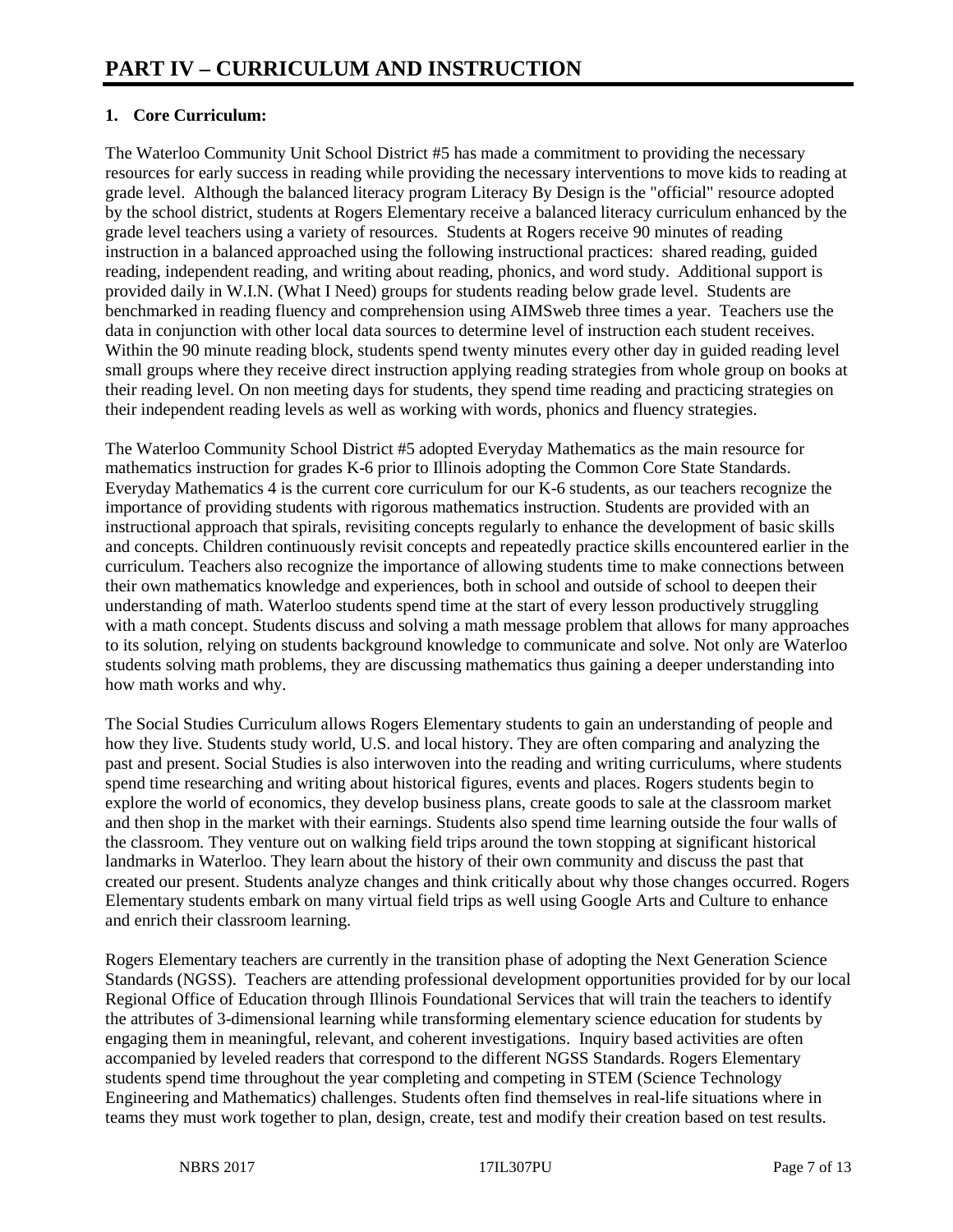# PART IV – CURRICULUM AND INSTRUCTION

## 1. Core Curriculum:

The Waterloo Community Unit School District #5 has made a commitment to providing the necessary resources for early success in reading while providing the necessary interventions to move kids to reading at grade level. Although the balanced literacy program Literacy By Design is the "official" resource adopted by the school district, students at Rogers Elementary receive a balanced literacy curriculum enhanced by the grade level teachers using a variety of resources. Students at Rogers receive 90 minutes of reading instruction in a balanced approached using the following instructional practices: shared reading, guided reading, independent reading, and writing about reading, phonics, and word study. Additional support is provided daily in W.I.N. (What I Need) groups for students reading below grade level. Students are benchmarked in reading fluency and comprehension using AIMSweb three times a year. Teachers use the data in conjunction with other local data sources to determine level of instruction each student receives. Within the 90 minute reading block, students spend twenty minutes every other day in guided reading level small groups where they receive direct instruction applying reading strategies from whole group on books at their reading level. On non meeting days for students, they spend time reading and practicing strategies on their independent reading levels as well as working with words, phonics and fluency strategies.

The Waterloo Community School District #5 adopted Everyday Mathematics as the main resource for mathematics instruction for grades K-6 prior to Illinois adopting the Common Core State Standards. Everyday Mathematics 4 is the current core curriculum for our K-6 students, as our teachers recognize the importance of providing students with rigorous mathematics instruction. Students are provided with an instructional approach that spirals, revisiting concepts regularly to enhance the development of basic skills and concepts. Children continuously revisit concepts and repeatedly practice skills encountered earlier in the curriculum. Teachers also recognize the importance of allowing students time to make connections between their own mathematics knowledge and experiences, both in school and outside of school to deepen their understanding of math. Waterloo students spend time at the start of every lesson productively struggling with a math concept. Students discuss and solving a math message problem that allows for many approaches to its solution, relying on students background knowledge to communicate and solve. Not only are Waterloo students solving math problems, they are discussing mathematics thus gaining a deeper understanding into how math works and why.

The Social Studies Curriculum allows Rogers Elementary students to gain an understanding of people and how they live. Students study world, U.S. and local history. They are often comparing and analyzing the past and present. Social Studies is also interwoven into the reading and writing curriculums, where students spend time researching and writing about historical figures, events and places. Rogers students begin to explore the world of economics, they develop business plans, create goods to sale at the classroom market and then shop in the market with their earnings. Students also spend time learning outside the four walls of the classroom. They venture out on walking field trips around the town stopping at significant historical landmarks in Waterloo. They learn about the history of their own community and discuss the past that created our present. Students analyze changes and think critically about why those changes occurred. Rogers Elementary students embark on many virtual field trips as well using Google Arts and Culture to enhance and enrich their classroom learning.

Rogers Elementary teachers are currently in the transition phase of adopting the Next Generation Science Standards (NGSS). Teachers are attending professional development opportunities provided for by our local Regional Office of Education through Illinois Foundational Services that will train the teachers to identify the attributes of 3-dimensional learning while transforming elementary science education for students by engaging them in meaningful, relevant, and coherent investigations. Inquiry based activities are often accompanied by leveled readers that correspond to the different NGSS Standards. Rogers Elementary students spend time throughout the year completing and competing in STEM (Science Technology Engineering and Mathematics) challenges. Students often find themselves in real-life situations where in teams they must work together to plan, design, create, test and modify their creation based on test results.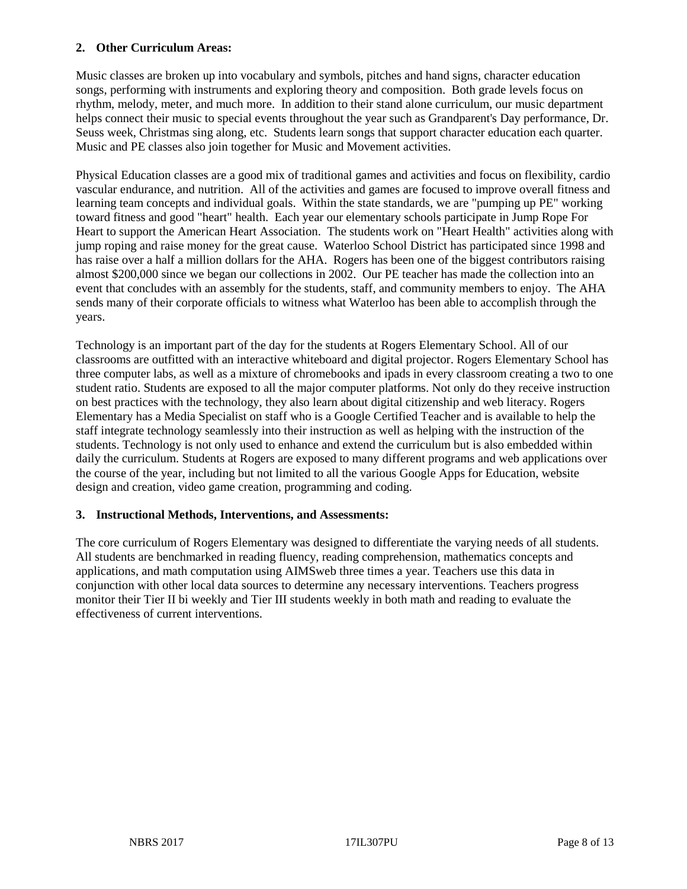**2. Other Curriculum Areas:**

Music classes are broken up into vocabulary and symbols, pitches and hand signs, character education songs, performing with instruments and exploring theory and composition. Both grade levels focus on rhythm, melody, meter, and much more. In addition to their stand alone curriculum, our music department helps connect their music to special events throughout the year such as Grandparent's Day performance, Dr. Seuss week, Christmas sing along, etc. Students learn songs that support character education each quarter. Music and PE classes also join together for Music and Movement activities.

Physical Education classes are a good mix of traditional games and activities and focus on flexibility, cardio vascular endurance, and nutrition. All of the activities and games are focused to improve overall fitness and learning team concepts and individual goals. Within the state standards, we are "pumping up PE" working toward fitness and good "heart" health. Each year our elementary schools participate in Jump Rope For Heart to support the American Heart Association. The students work on "Heart Health" activities along with jump roping and raise money for the great cause. Waterloo School District has participated since 1998 and has raise over a half a million dollars for the AHA. Rogers has been one of the biggest contributors raising almost $200,000 since we began our collections in 2002. Our PE teacher has made the collection into an event that concludes with an assembly for the students, staff, and community members to enjoy. The AHA sends many of their corporate officials to witness what Waterloo has been able to accomplish through the years.

Technology is an important part of the day for the students at Rogers Elementary School. All of our classrooms are outfitted with an interactive whiteboard and digital projector. Rogers Elementary School has three computer labs, as well as a mixture of chromebooks and ipads in every classroom creating a two to one student ratio. Students are exposed to all the major computer platforms. Not only do they receive instruction on best practices with the technology, they also learn about digital citizenship and web literacy. Rogers Elementary has a Media Specialist on staff who is a Google Certified Teacher and is available to help the staff integrate technology seamlessly into their instruction as well as helping with the instruction of the students. Technology is not only used to enhance and extend the curriculum but is also embedded within daily the curriculum. Students at Rogers are exposed to many different programs and web applications over the course of the year, including but not limited to all the various Google Apps for Education, website design and creation, video game creation, programming and coding.

**3. Instructional Methods, Interventions, and Assessments:**

The core curriculum of Rogers Elementary was designed to differentiate the varying needs of all students. All students are benchmarked in reading fluency, reading comprehension, mathematics concepts and applications, and math computation using AIMSweb three times a year. Teachers use this data in conjunction with other local data sources to determine any necessary interventions. Teachers progress monitor their Tier II bi weekly and Tier III students weekly in both math and reading to evaluate the effectiveness of current interventions.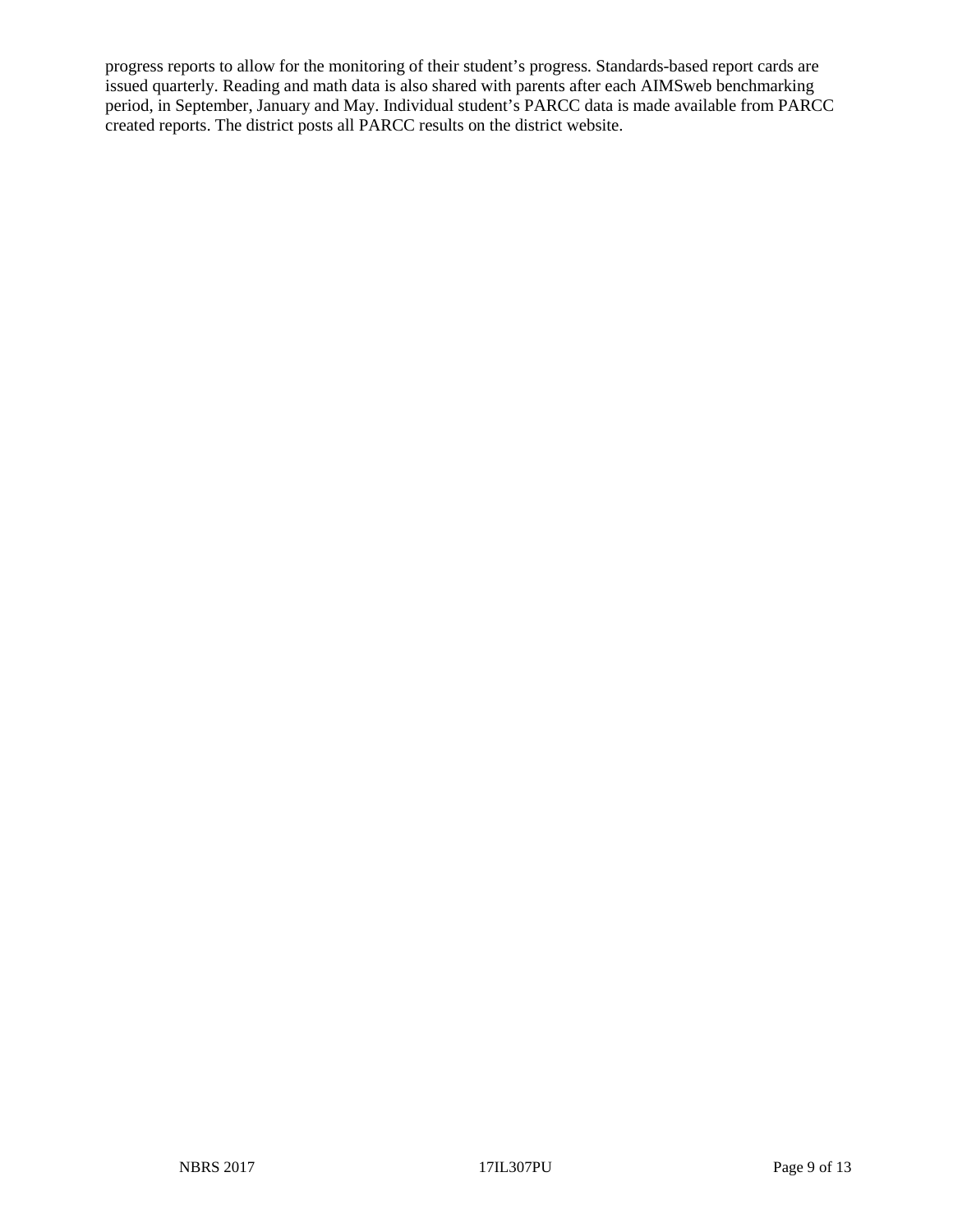progress reports to allow for the monitoring of their student's progress. Standards-based report cards are issued quarterly. Reading and math data is also shared with parents after each AIMSweb benchmarking period, in September, January and May. Individual student's PARCC data is made available from PARCC created reports. The district posts all PARCC results on the district website.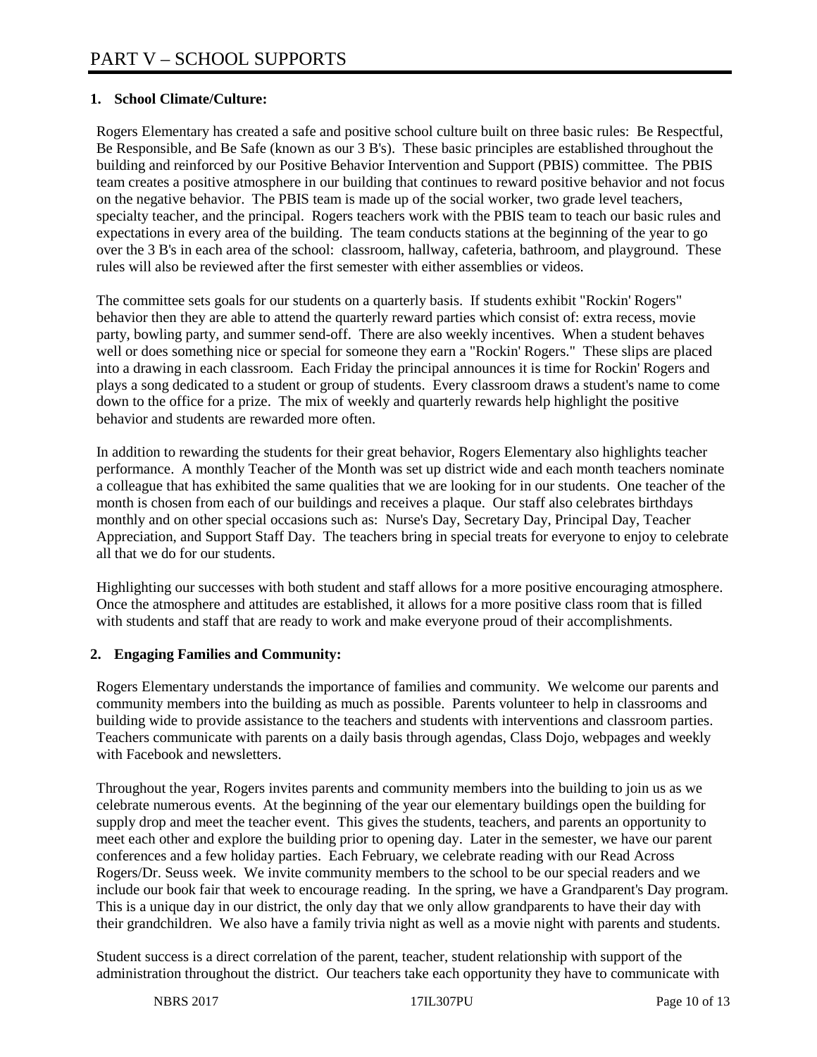# PART V – SCHOOL SUPPORTS

**1. School Climate/Culture:**

Rogers Elementary has created a safe and positive school culture built on three basic rules: Be Respectful, Be Responsible, and Be Safe (known as our 3 B's). These basic principles are established throughout the building and reinforced by our Positive Behavior Intervention and Support (PBIS) committee. The PBIS team creates a positive atmosphere in our building that continues to reward positive behavior and not focus on the negative behavior. The PBIS team is made up of the social worker, two grade level teachers, specialty teacher, and the principal. Rogers teachers work with the PBIS team to teach our basic rules and expectations in every area of the building. The team conducts stations at the beginning of the year to go over the 3 B's in each area of the school: classroom, hallway, cafeteria, bathroom, and playground. These rules will also be reviewed after the first semester with either assemblies or videos.

The committee sets goals for our students on a quarterly basis. If students exhibit "Rockin' Rogers" behavior then they are able to attend the quarterly reward parties which consist of: extra recess, movie party, bowling party, and summer send-off. There are also weekly incentives. When a student behaves well or does something nice or special for someone they earn a "Rockin' Rogers." These slips are placed into a drawing in each classroom. Each Friday the principal announces it is time for Rockin' Rogers and plays a song dedicated to a student or group of students. Every classroom draws a student's name to come down to the office for a prize. The mix of weekly and quarterly rewards help highlight the positive behavior and students are rewarded more often.

In addition to rewarding the students for their great behavior, Rogers Elementary also highlights teacher performance. A monthly Teacher of the Month was set up district wide and each month teachers nominate a colleague that has exhibited the same qualities that we are looking for in our students. One teacher of the month is chosen from each of our buildings and receives a plaque. Our staff also celebrates birthdays monthly and on other special occasions such as: Nurse's Day, Secretary Day, Principal Day, Teacher Appreciation, and Support Staff Day. The teachers bring in special treats for everyone to enjoy to celebrate all that we do for our students.

Highlighting our successes with both student and staff allows for a more positive encouraging atmosphere. Once the atmosphere and attitudes are established, it allows for a more positive class room that is filled with students and staff that are ready to work and make everyone proud of their accomplishments.

**2. Engaging Families and Community:**

Rogers Elementary understands the importance of families and community. We welcome our parents and community members into the building as much as possible. Parents volunteer to help in classrooms and building wide to provide assistance to the teachers and students with interventions and classroom parties. Teachers communicate with parents on a daily basis through agendas, Class Dojo, webpages and weekly with Facebook and newsletters.

Throughout the year, Rogers invites parents and community members into the building to join us as we celebrate numerous events. At the beginning of the year our elementary buildings open the building for supply drop and meet the teacher event. This gives the students, teachers, and parents an opportunity to meet each other and explore the building prior to opening day. Later in the semester, we have our parent conferences and a few holiday parties. Each February, we celebrate reading with our Read Across Rogers/Dr. Seuss week. We invite community members to the school to be our special readers and we include our book fair that week to encourage reading. In the spring, we have a Grandparent's Day program. This is a unique day in our district, the only day that we only allow grandparents to have their day with their grandchildren. We also have a family trivia night as well as a movie night with parents and students.

Student success is a direct correlation of the parent, teacher, student relationship with support of the administration throughout the district. Our teachers take each opportunity they have to communicate with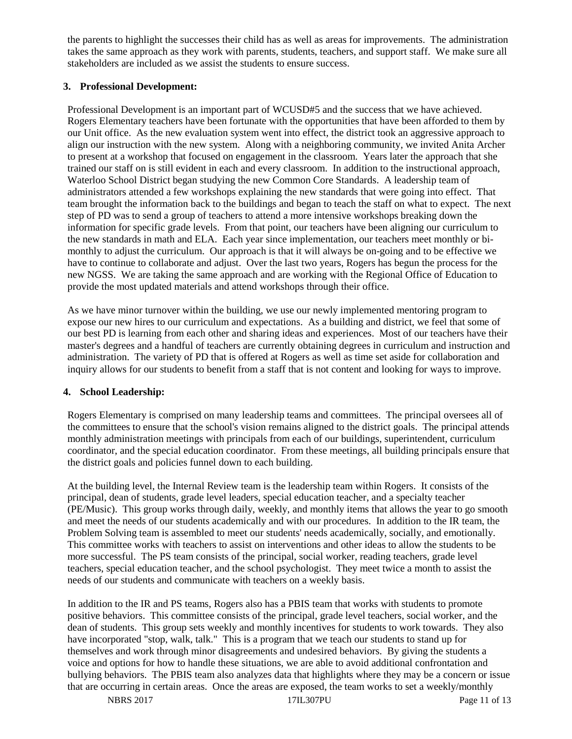the parents to highlight the successes their child has as well as areas for improvements. The administration takes the same approach as they work with parents, students, teachers, and support staff. We make sure all stakeholders are included as we assist the students to ensure success.

**3. Professional Development:**

Professional Development is an important part of WCUSD#5 and the success that we have achieved. Rogers Elementary teachers have been fortunate with the opportunities that have been afforded to them by our Unit office. As the new evaluation system went into effect, the district took an aggressive approach to align our instruction with the new system. Along with a neighboring community, we invited Anita Archer to present at a workshop that focused on engagement in the classroom. Years later the approach that she trained our staff on is still evident in each and every classroom. In addition to the instructional approach, Waterloo School District began studying the new Common Core Standards. A leadership team of administrators attended a few workshops explaining the new standards that were going into effect. That team brought the information back to the buildings and began to teach the staff on what to expect. The next step of PD was to send a group of teachers to attend a more intensive workshops breaking down the information for specific grade levels. From that point, our teachers have been aligning our curriculum to the new standards in math and ELA. Each year since implementation, our teachers meet monthly or bi-monthly to adjust the curriculum. Our approach is that it will always be on-going and to be effective we have to continue to collaborate and adjust. Over the last two years, Rogers has begun the process for the new NGSS. We are taking the same approach and are working with the Regional Office of Education to provide the most updated materials and attend workshops through their office.

As we have minor turnover within the building, we use our newly implemented mentoring program to expose our new hires to our curriculum and expectations. As a building and district, we feel that some of our best PD is learning from each other and sharing ideas and experiences. Most of our teachers have their master's degrees and a handful of teachers are currently obtaining degrees in curriculum and instruction and administration. The variety of PD that is offered at Rogers as well as time set aside for collaboration and inquiry allows for our students to benefit from a staff that is not content and looking for ways to improve.

**4. School Leadership:**

Rogers Elementary is comprised on many leadership teams and committees. The principal oversees all of the committees to ensure that the school's vision remains aligned to the district goals. The principal attends monthly administration meetings with principals from each of our buildings, superintendent, curriculum coordinator, and the special education coordinator. From these meetings, all building principals ensure that the district goals and policies funnel down to each building.

At the building level, the Internal Review team is the leadership team within Rogers. It consists of the principal, dean of students, grade level leaders, special education teacher, and a specialty teacher (PE/Music). This group works through daily, weekly, and monthly items that allows the year to go smooth and meet the needs of our students academically and with our procedures. In addition to the IR team, the Problem Solving team is assembled to meet our students' needs academically, socially, and emotionally. This committee works with teachers to assist on interventions and other ideas to allow the students to be more successful. The PS team consists of the principal, social worker, reading teachers, grade level teachers, special education teacher, and the school psychologist. They meet twice a month to assist the needs of our students and communicate with teachers on a weekly basis.

In addition to the IR and PS teams, Rogers also has a PBIS team that works with students to promote positive behaviors. This committee consists of the principal, grade level teachers, social worker, and the dean of students. This group sets weekly and monthly incentives for students to work towards. They also have incorporated "stop, walk, talk." This is a program that we teach our students to stand up for themselves and work through minor disagreements and undesired behaviors. By giving the students a voice and options for how to handle these situations, we are able to avoid additional confrontation and bullying behaviors. The PBIS team also analyzes data that highlights where they may be a concern or issue that are occurring in certain areas. Once the areas are exposed, the team works to set a weekly/monthly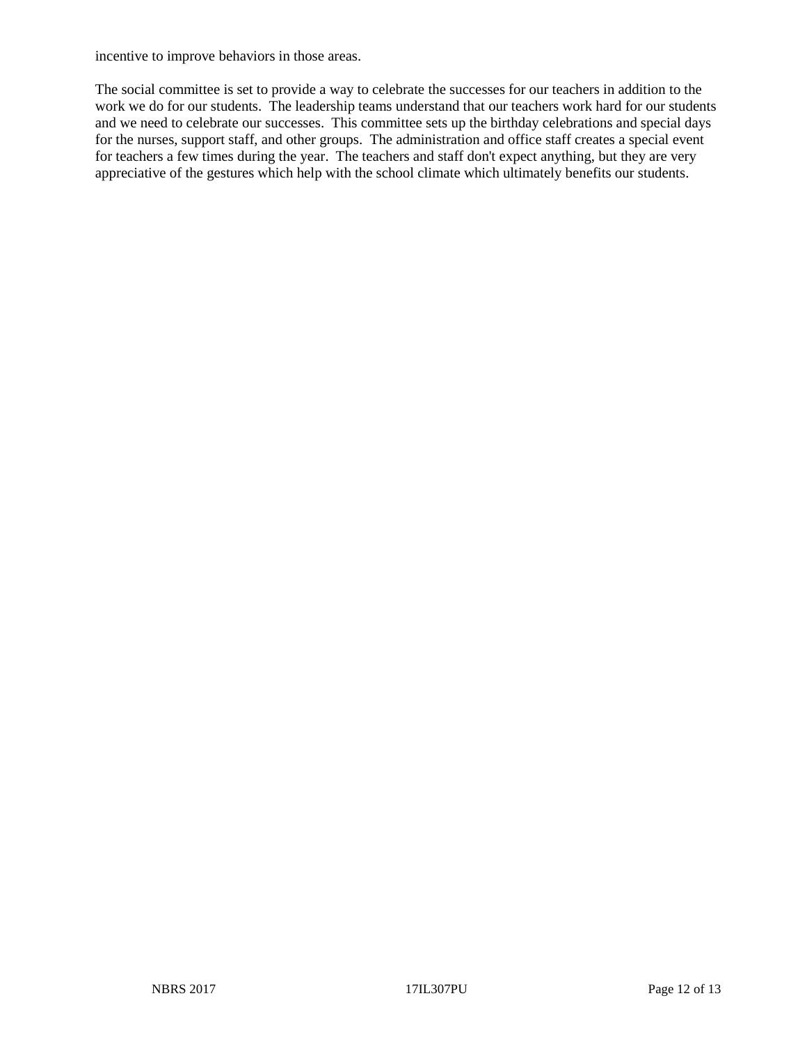incentive to improve behaviors in those areas.

The social committee is set to provide a way to celebrate the successes for our teachers in addition to the work we do for our students. The leadership teams understand that our teachers work hard for our students and we need to celebrate our successes. This committee sets up the birthday celebrations and special days for the nurses, support staff, and other groups. The administration and office staff creates a special event for teachers a few times during the year. The teachers and staff don't expect anything, but they are very appreciative of the gestures which help with the school climate which ultimately benefits our students.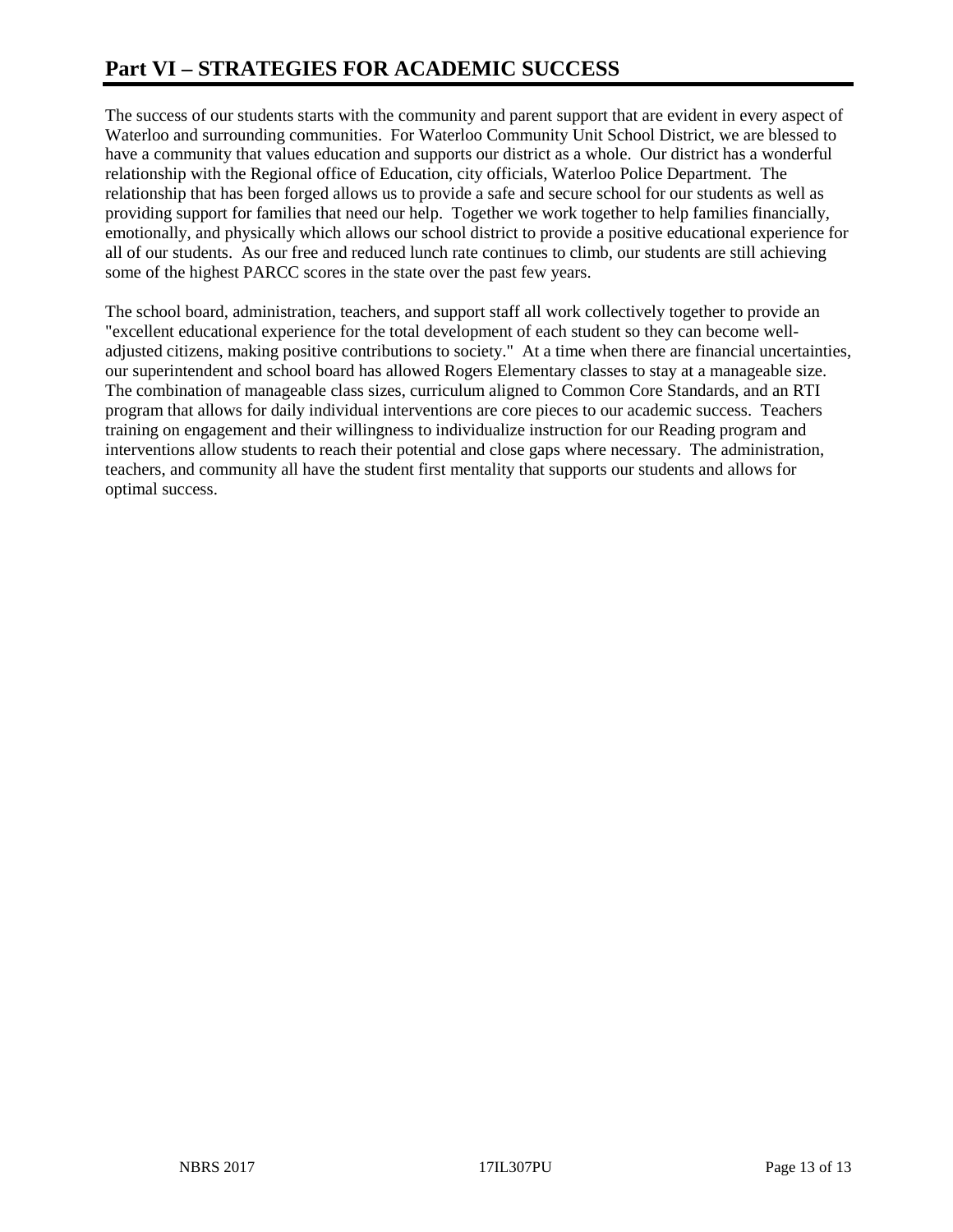# Part VI – STRATEGIES FOR ACADEMIC SUCCESS

The success of our students starts with the community and parent support that are evident in every aspect of Waterloo and surrounding communities. For Waterloo Community Unit School District, we are blessed to have a community that values education and supports our district as a whole. Our district has a wonderful relationship with the Regional office of Education, city officials, Waterloo Police Department. The relationship that has been forged allows us to provide a safe and secure school for our students as well as providing support for families that need our help. Together we work together to help families financially, emotionally, and physically which allows our school district to provide a positive educational experience for all of our students. As our free and reduced lunch rate continues to climb, our students are still achieving some of the highest PARCC scores in the state over the past few years.

The school board, administration, teachers, and support staff all work collectively together to provide an "excellent educational experience for the total development of each student so they can become well-adjusted citizens, making positive contributions to society." At a time when there are financial uncertainties, our superintendent and school board has allowed Rogers Elementary classes to stay at a manageable size. The combination of manageable class sizes, curriculum aligned to Common Core Standards, and an RTI program that allows for daily individual interventions are core pieces to our academic success. Teachers training on engagement and their willingness to individualize instruction for our Reading program and interventions allow students to reach their potential and close gaps where necessary. The administration, teachers, and community all have the student first mentality that supports our students and allows for optimal success.